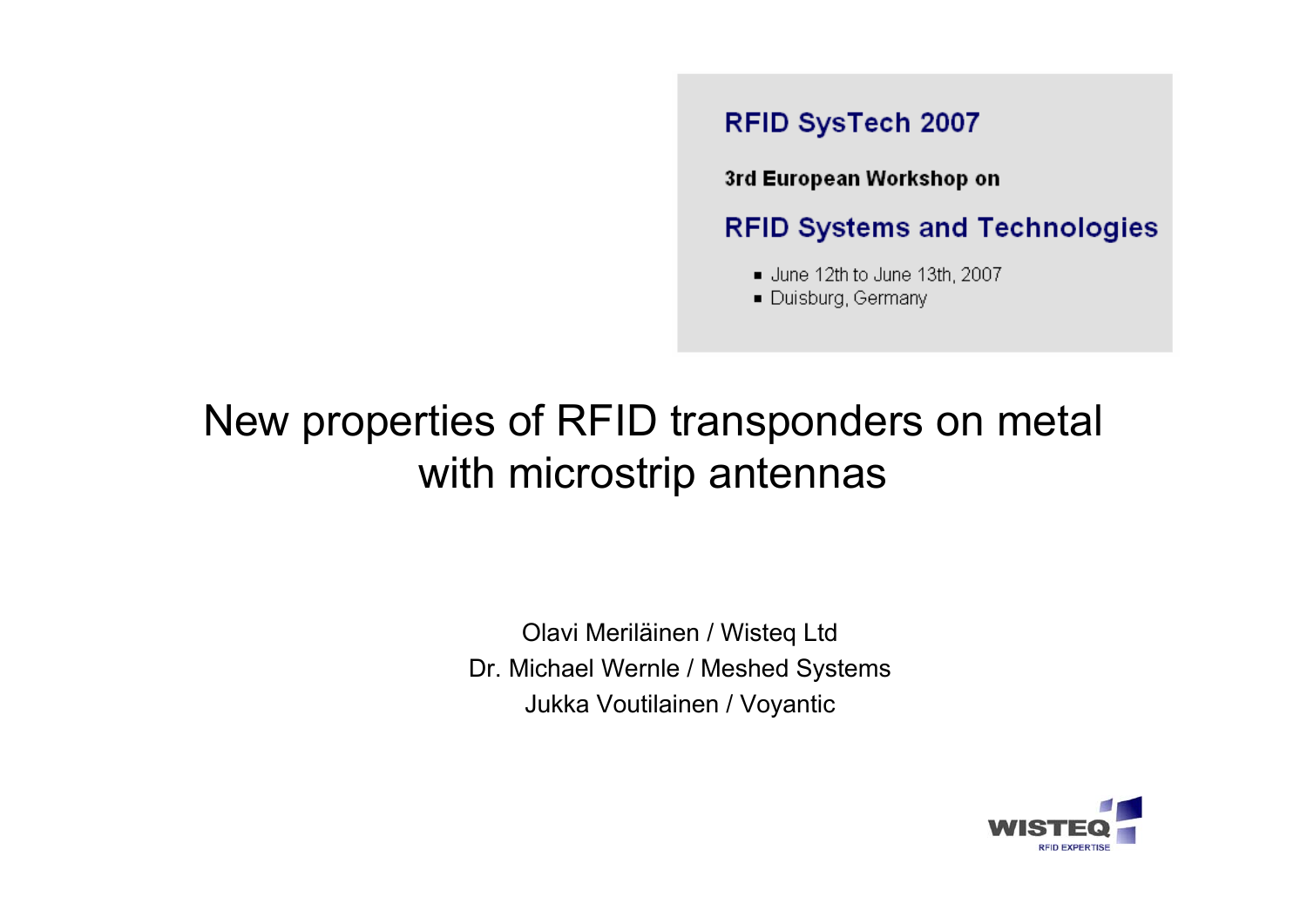RFID SysTech 2007

3rd European Workshop on

RFID Systems and Technologies

- June 12th to June 13th, 2007
- Duisburg, Germany

# New properties of RFID transponders on metal with microstrip antennas

Olavi Meriläinen / Wisteq Ltd

Dr. Michael Wernle / Meshed Systems

Jukka Voutilainen / Voyantic

WISTEQ RFID EXPERTISE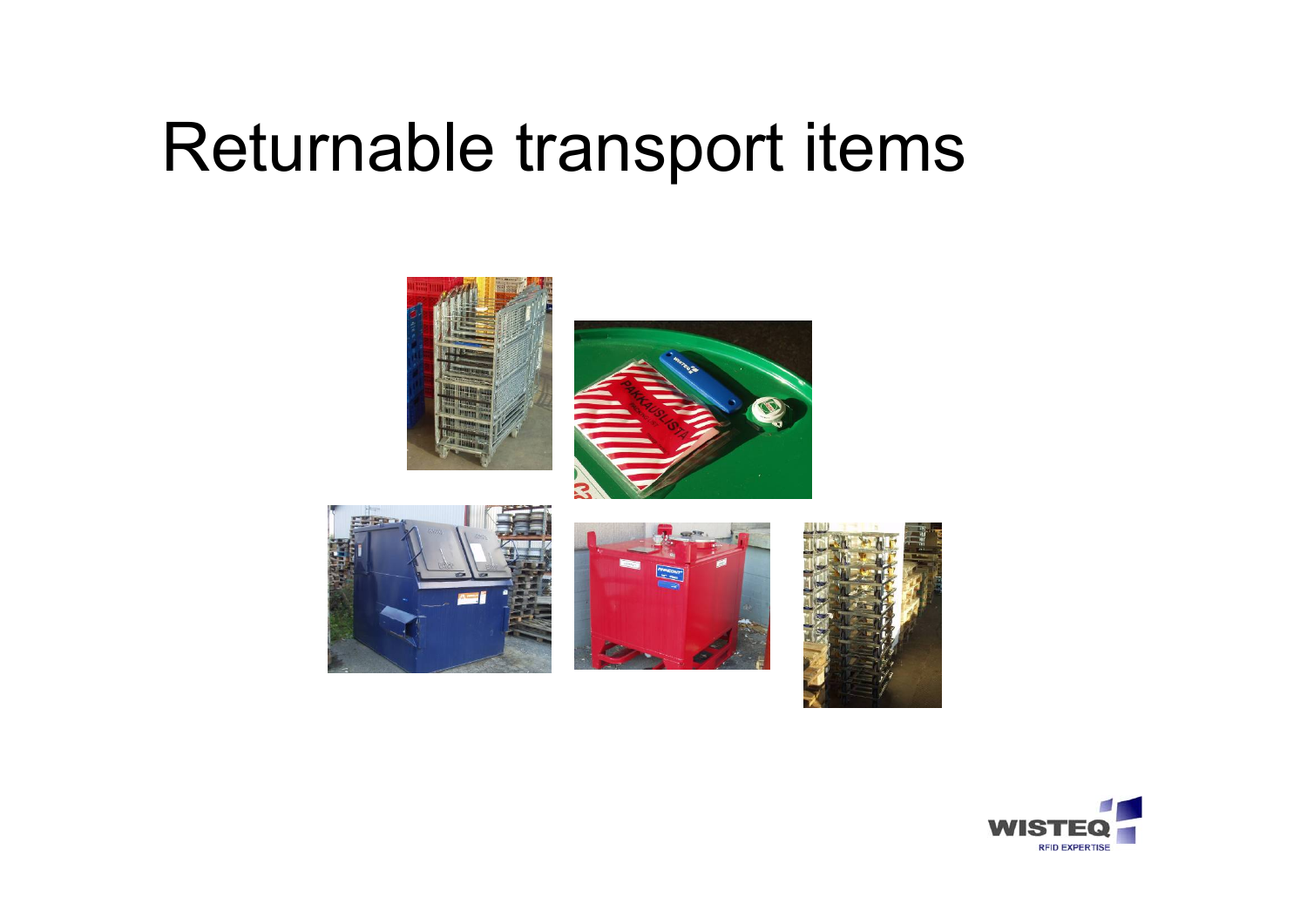# Returnable transport items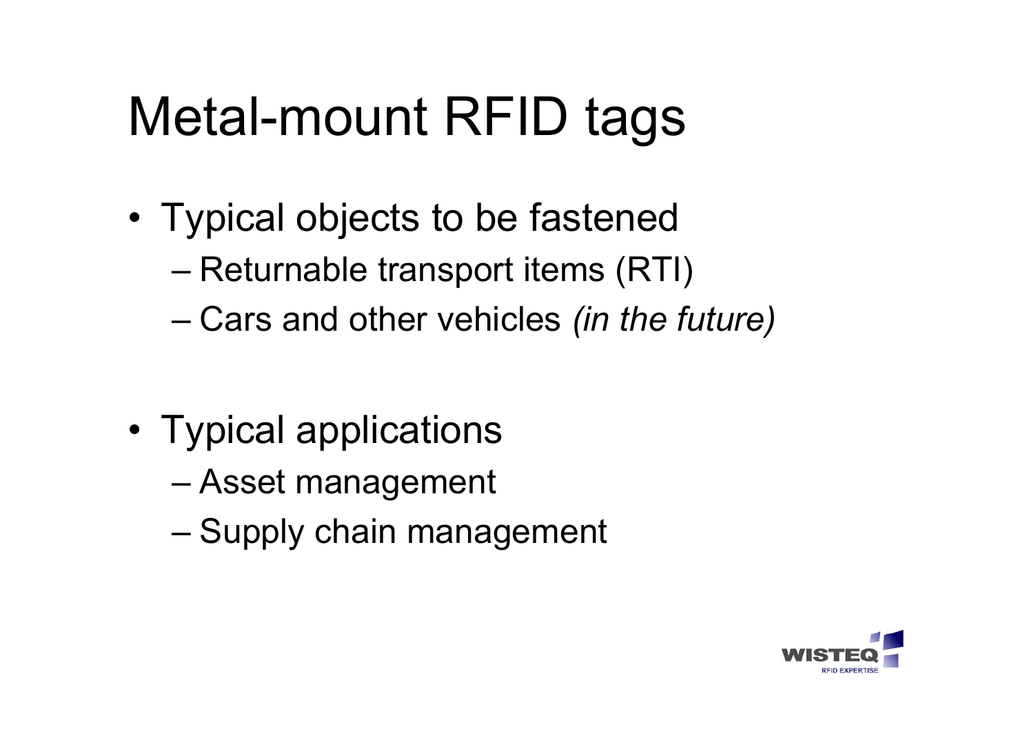# Metal-mount RFID tags

- Typical objects to be fastened
  - Returnable transport items (RTI)
  - Cars and other vehicles *(in the future)*

- Typical applications
  - Asset management
  - Supply chain management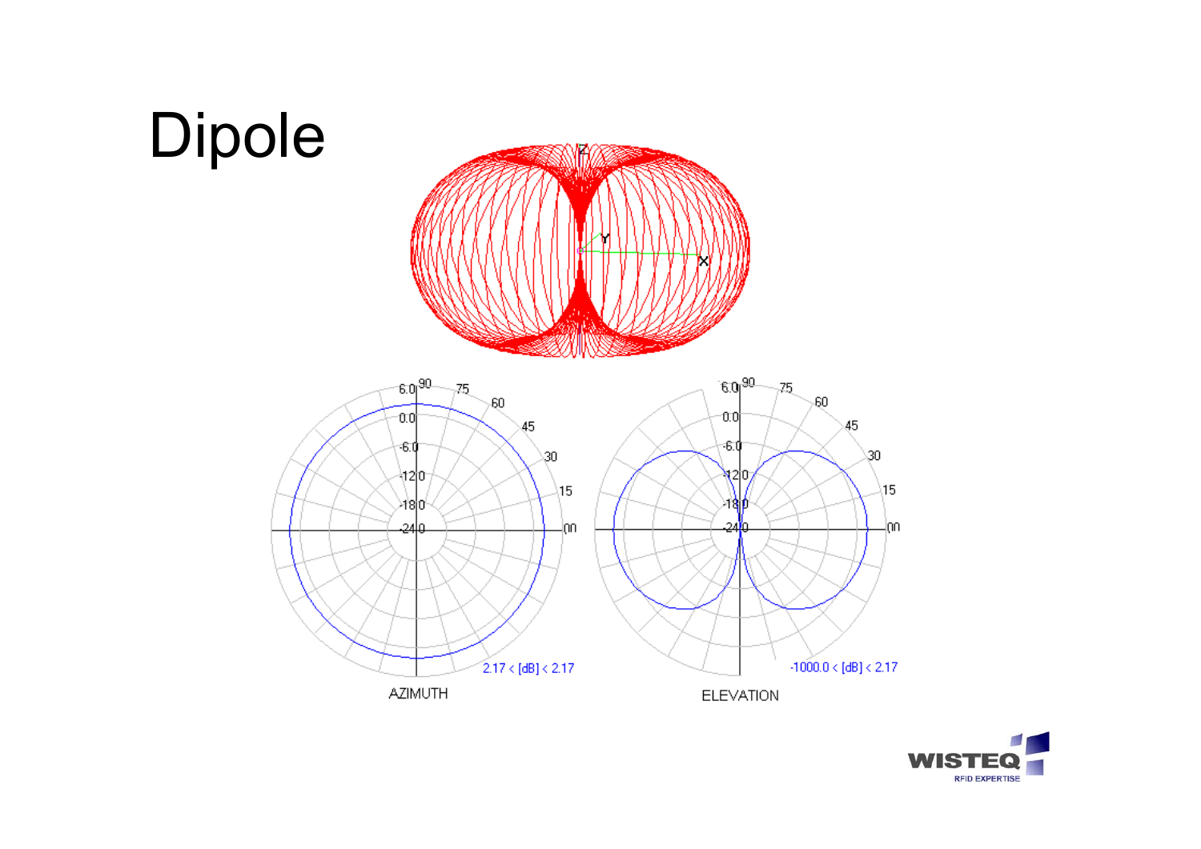# Dipole

AZIMUTH

ELEVATION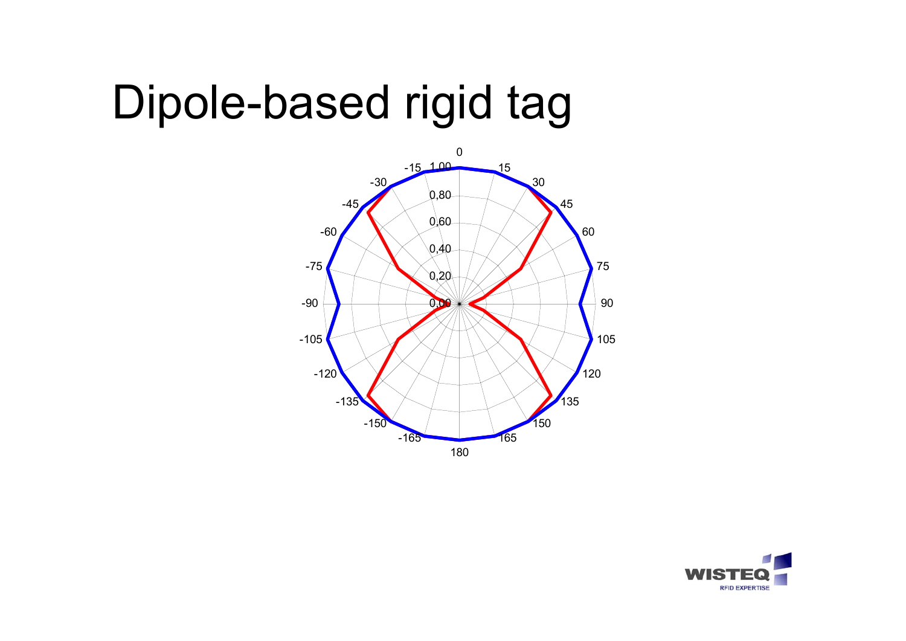# Dipole-based rigid tag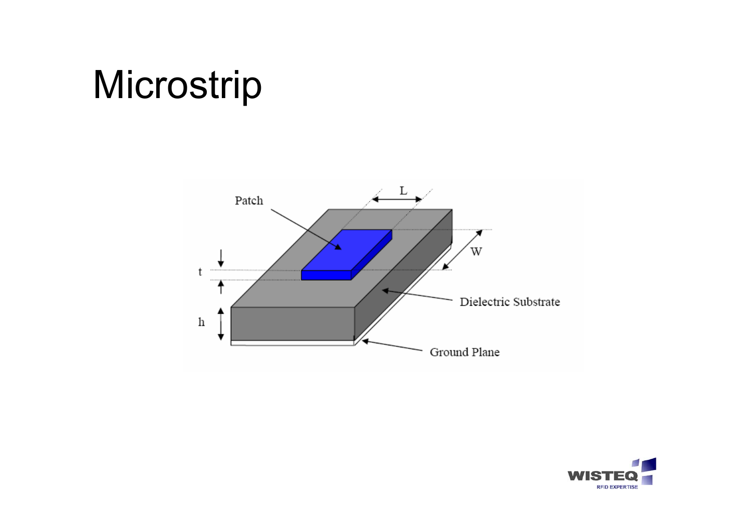# Microstrip

Patch

L

W

t

h

Dielectric Substrate

Ground Plane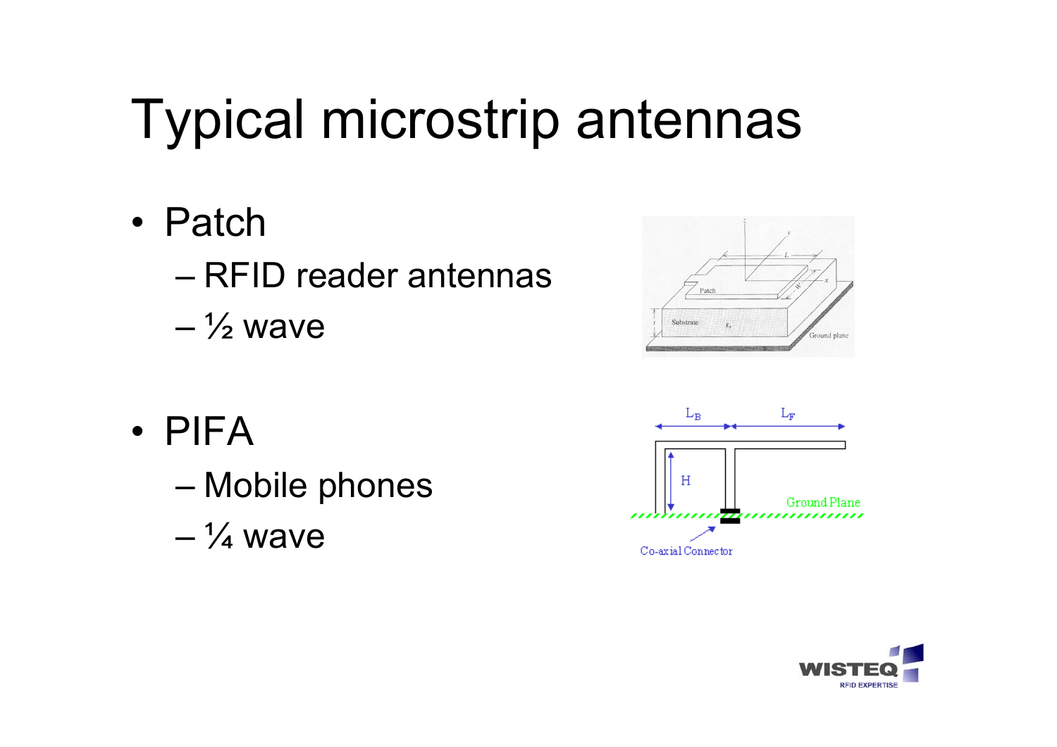# Typical microstrip antennas

- Patch
  - RFID reader antennas
  - ½ wave
- PIFA
  - Mobile phones
  - ¼ wave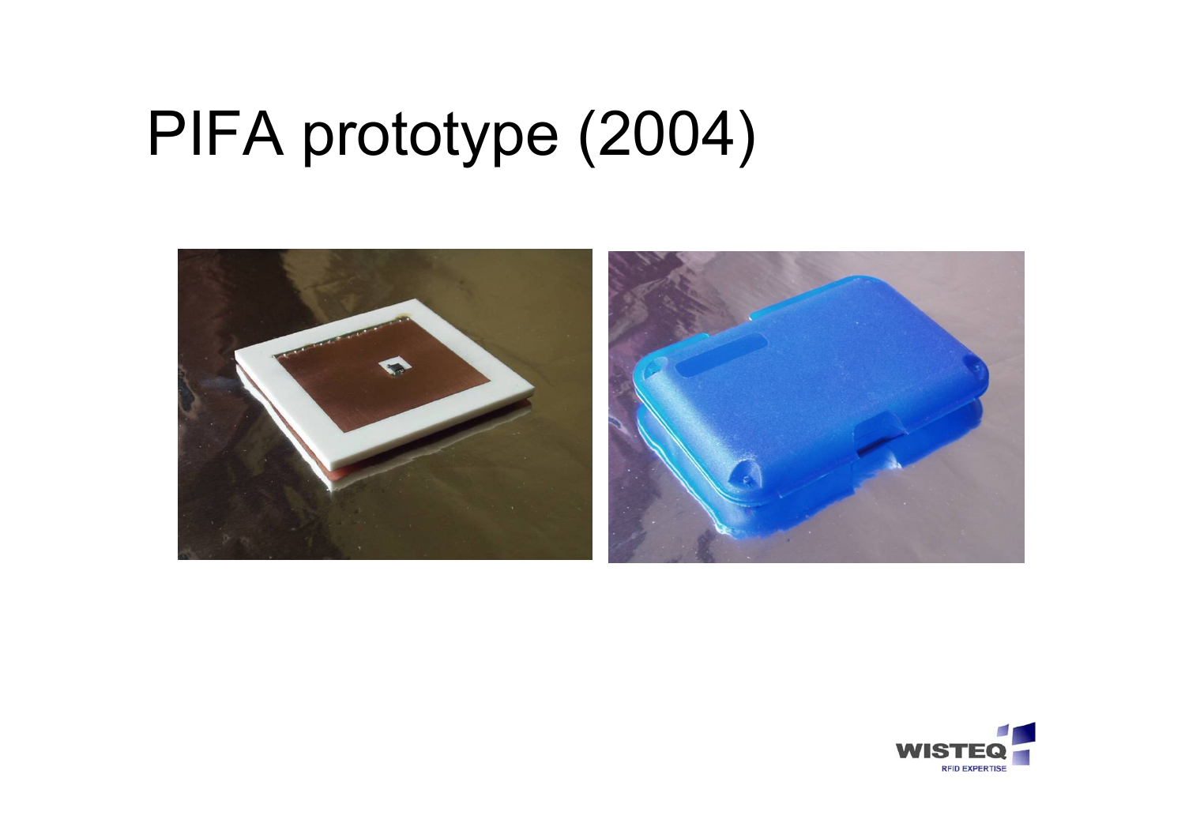# PIFA prototype (2004)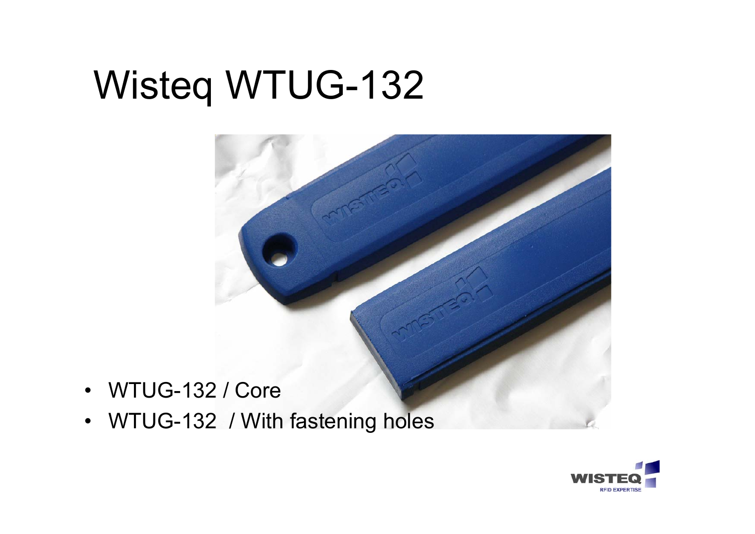# Wisteq WTUG-132

- WTUG-132 / Core
- WTUG-132 / With fastening holes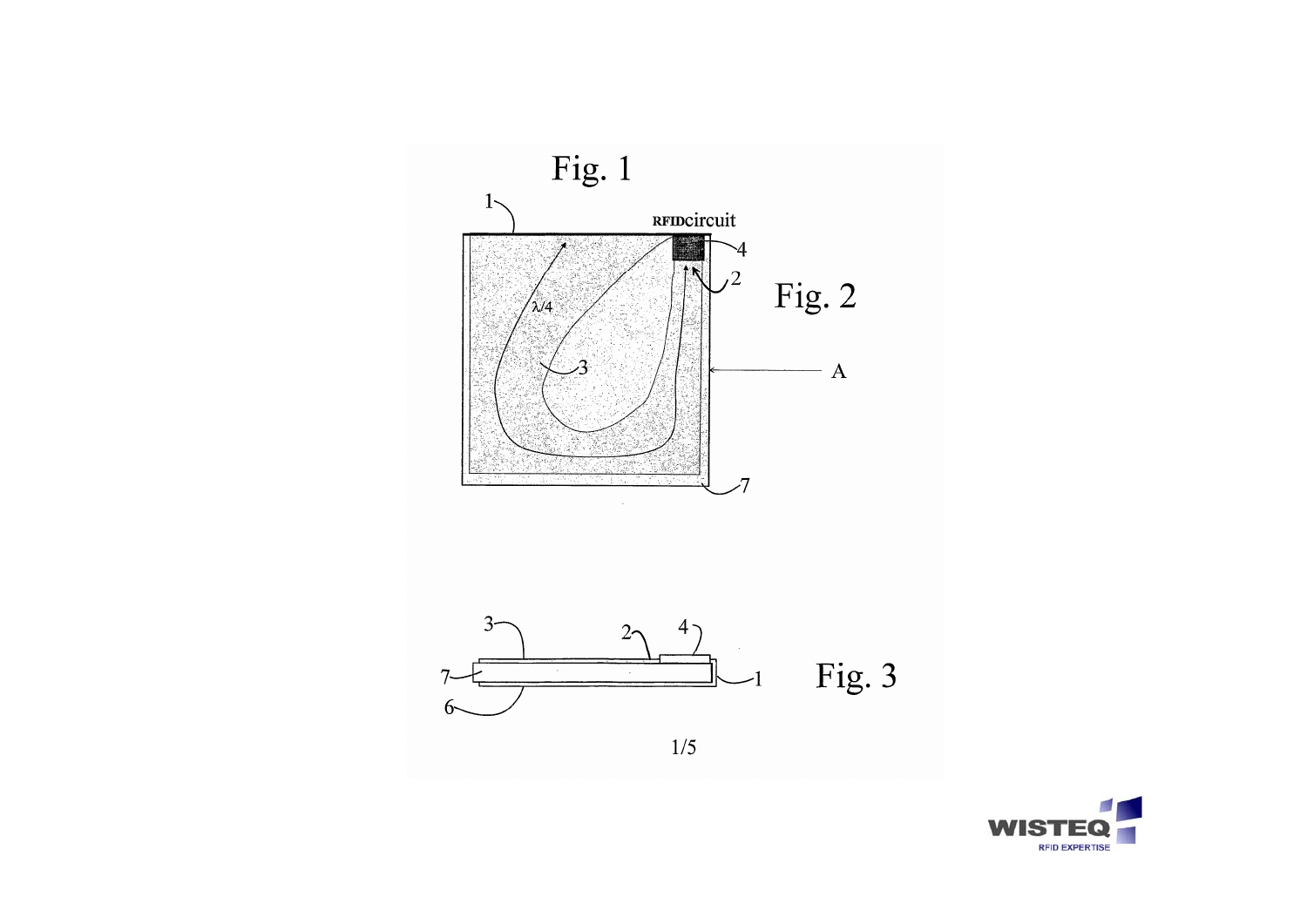Fig. 1

RFIDcircuit

$\lambda/4$

Fig. 2

A

Fig. 3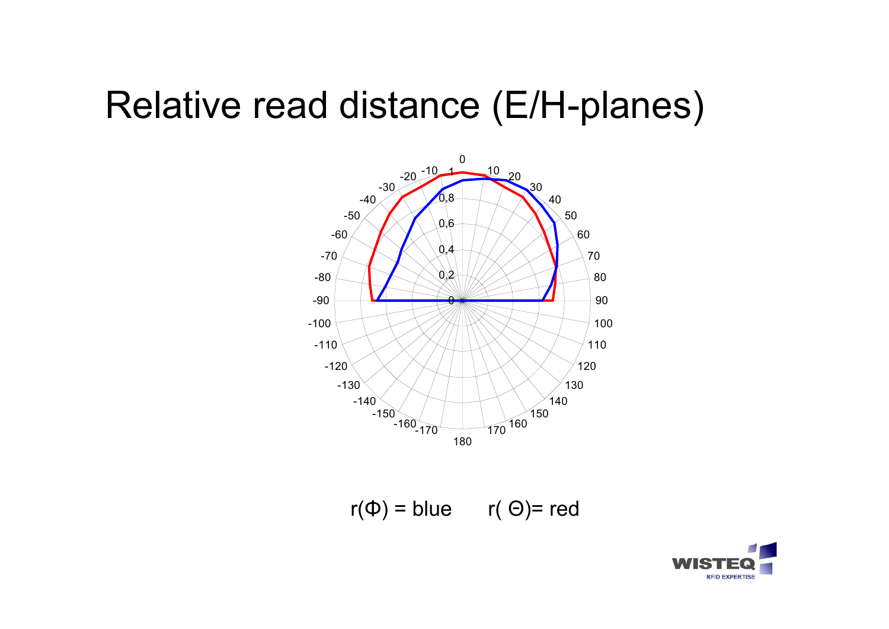# Relative read distance (E/H-planes)

$r(\Phi)$ = blue $\quad$ $r(\Theta)$= red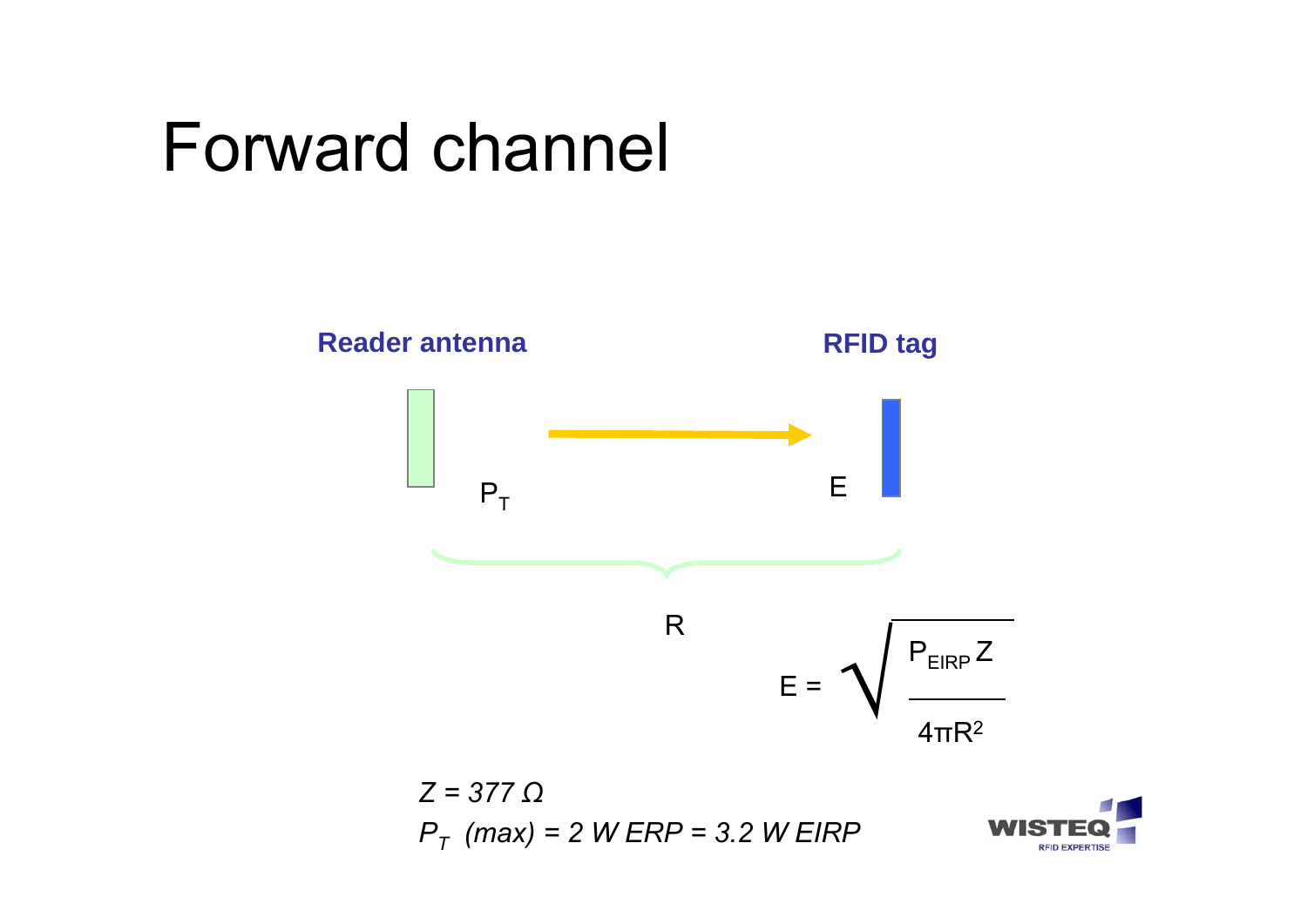# Forward channel

Reader antenna

RFID tag

$P_T$

$E$

$R$

$$E = \sqrt{\frac{P_{EIRP} Z}{4\pi R^2}}$$

*$Z = 377\ \Omega$*

*$P_T$ (max) = 2 W ERP = 3.2 W EIRP*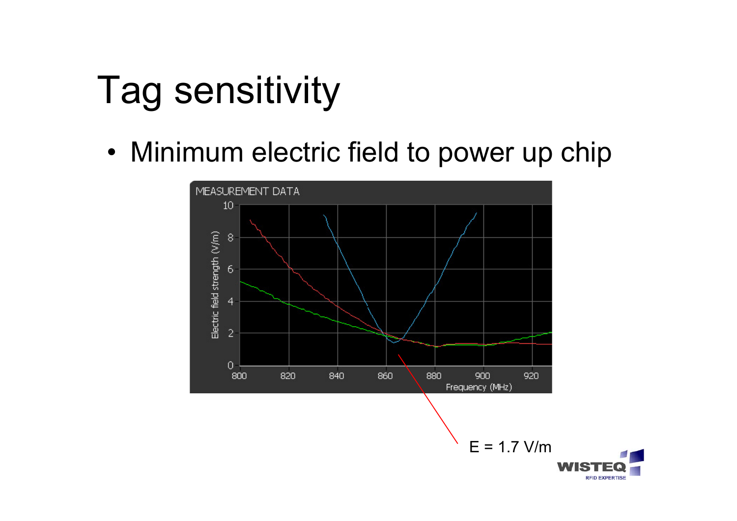# Tag sensitivity

- Minimum electric field to power up chip

E = 1.7 V/m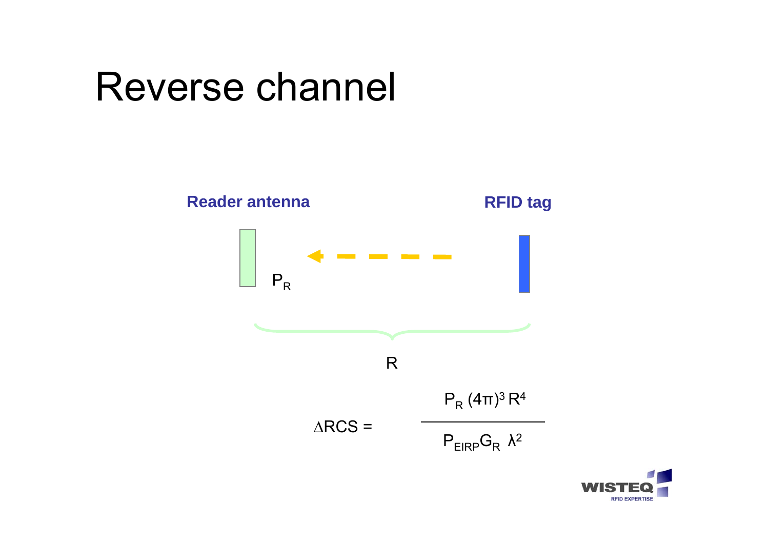# Reverse channel

**Reader antenna**

**RFID tag**

$P_R$

R

$$\Delta RCS = \frac{P_R (4\pi)^3 R^4}{P_{EIRP} G_R \lambda^2}$$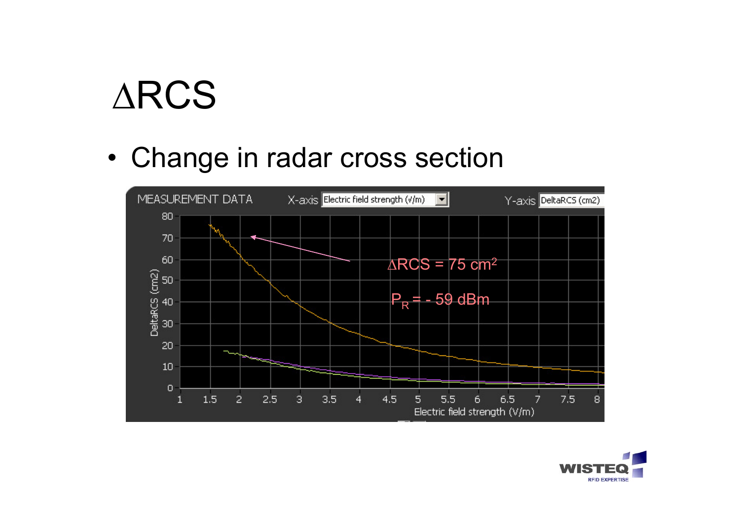# ΔRCS

- Change in radar cross section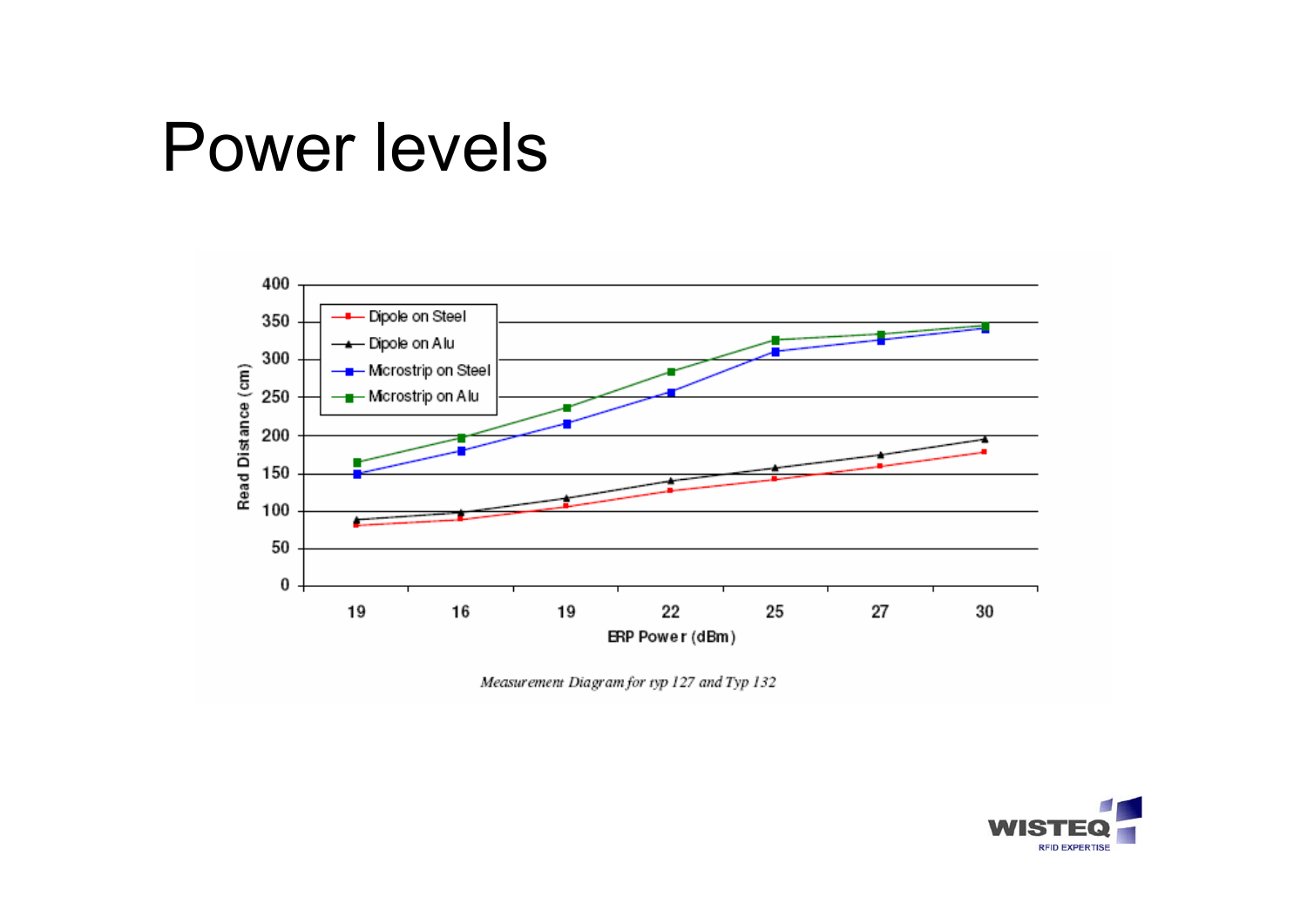# Power levels

Measurement Diagram for typ 127 and Typ 132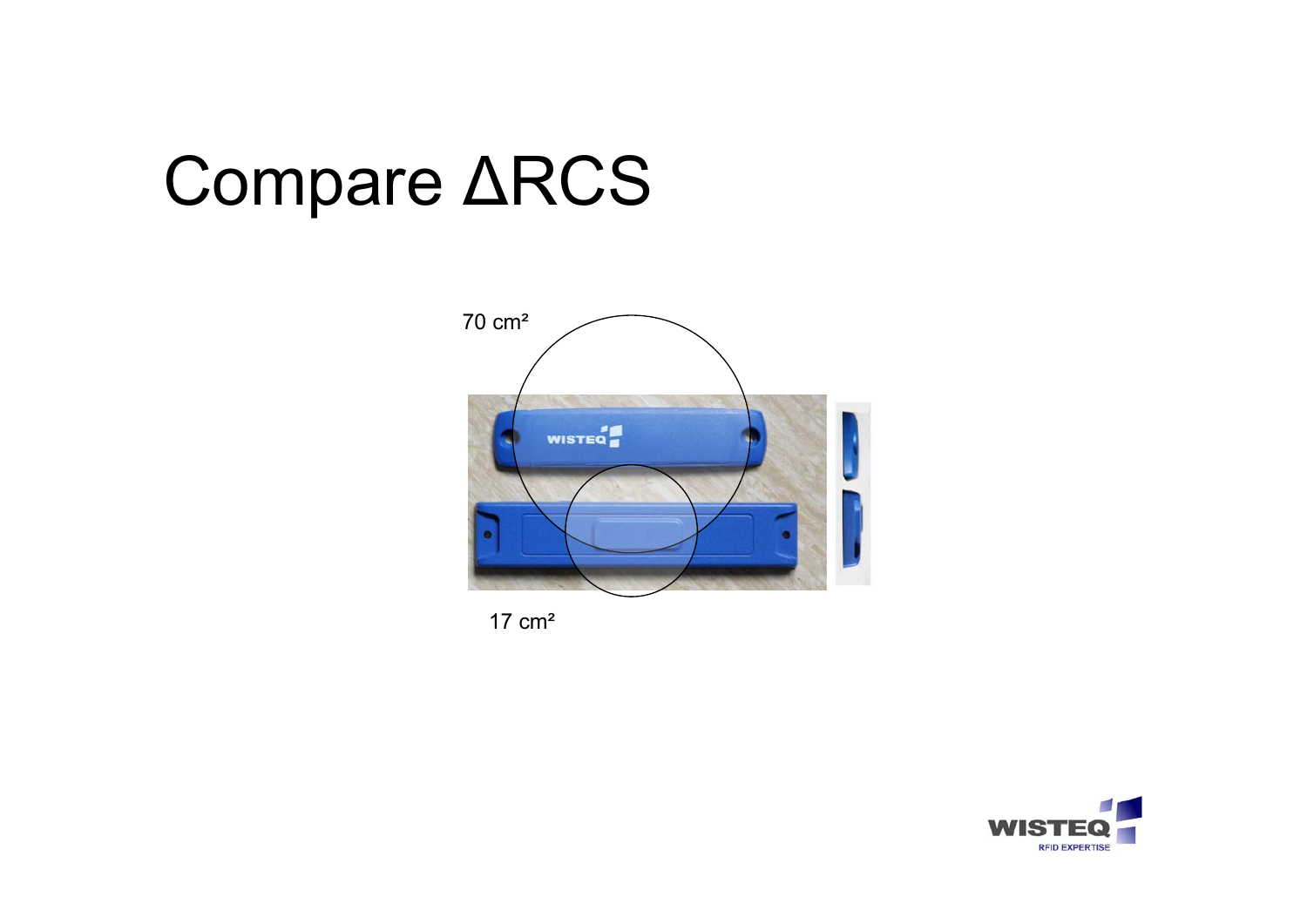# Compare ΔRCS

70 cm²

17 cm²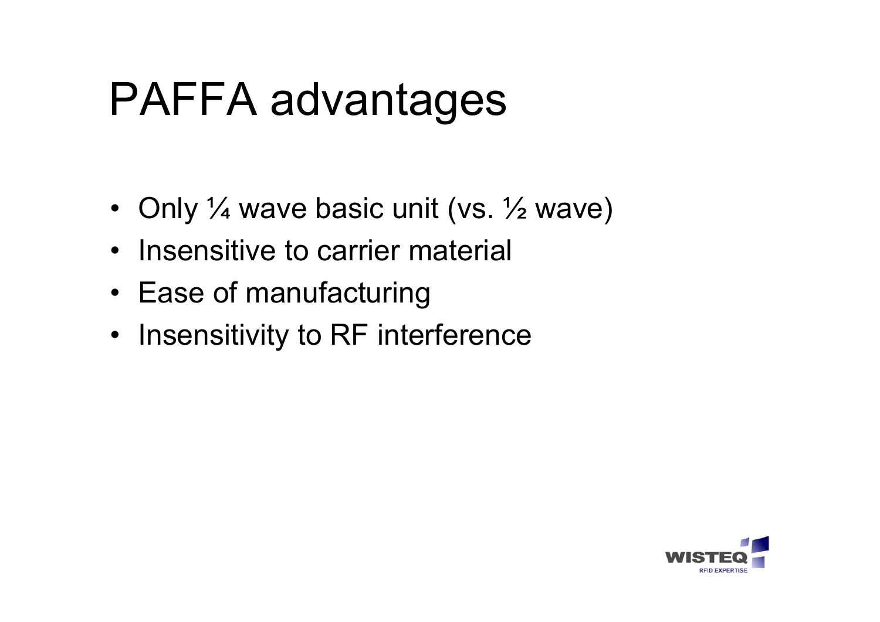# PAFFA advantages

- Only ¼ wave basic unit (vs. ½ wave)
- Insensitive to carrier material
- Ease of manufacturing
- Insensitivity to RF interference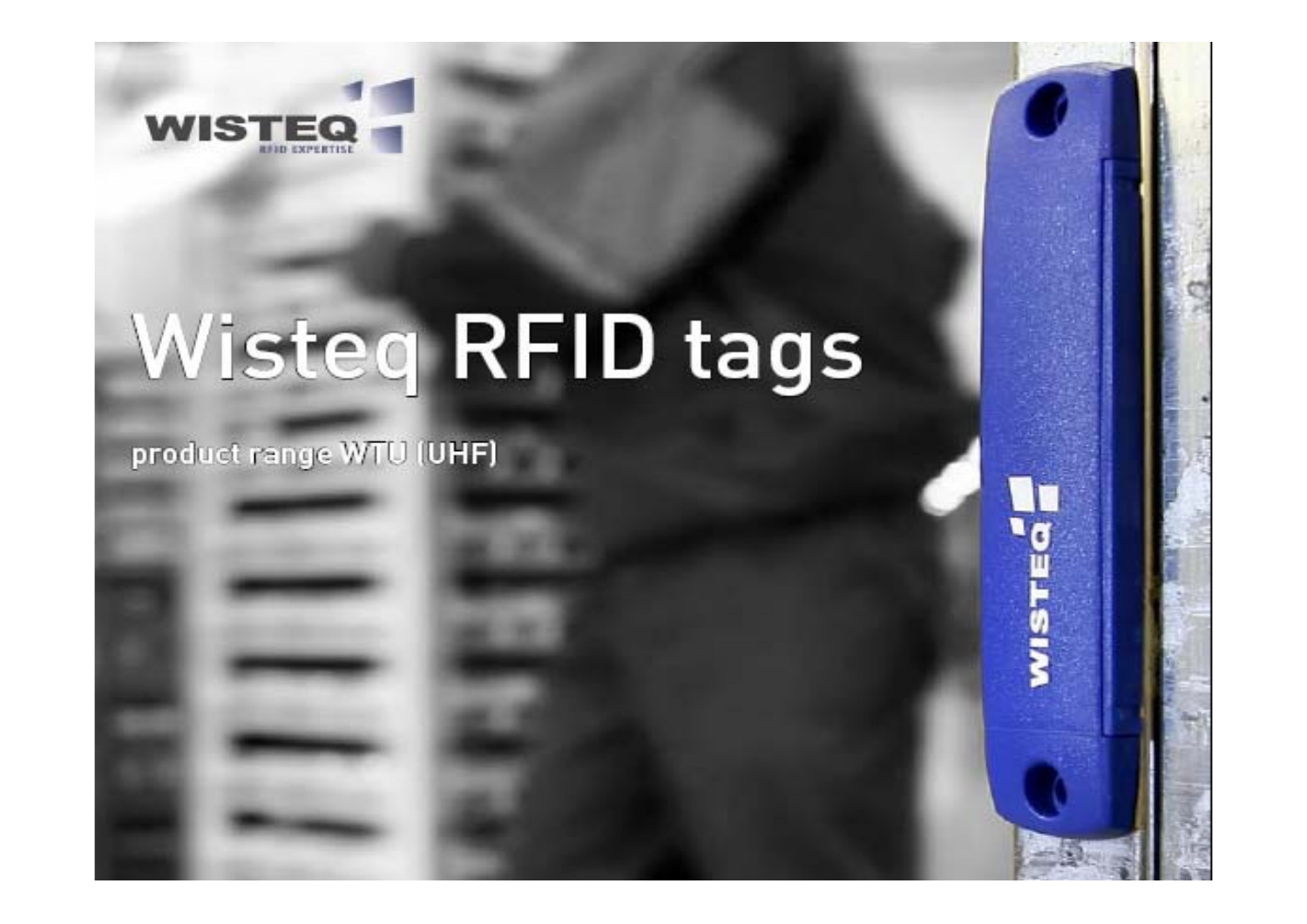WISTEQ
RFID EXPERTISE

# Wisteq RFID tags

product range WTU (UHF)